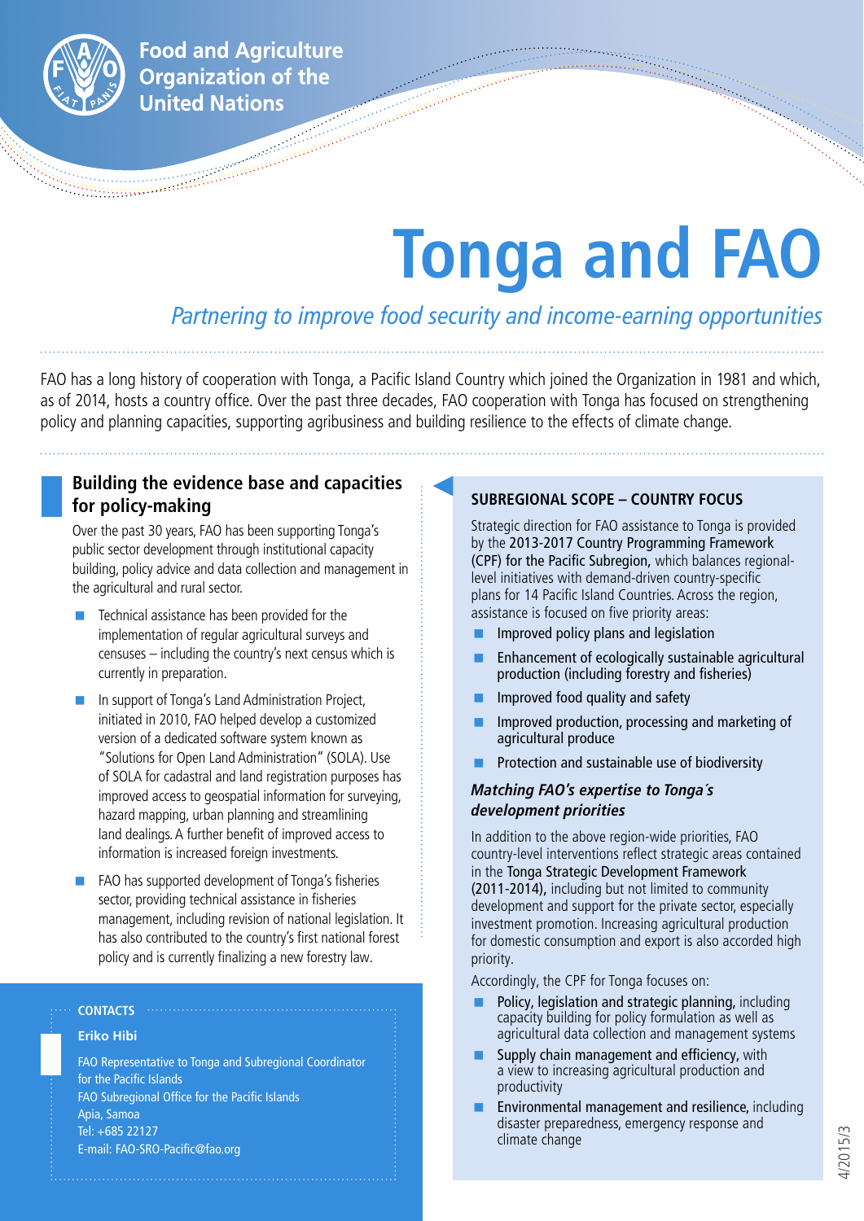Food and Agriculture Organization of the United Nations

# Tonga and FAO

*Partnering to improve food security and income-earning opportunities*

FAO has a long history of cooperation with Tonga, a Pacific Island Country which joined the Organization in 1981 and which, as of 2014, hosts a country office. Over the past three decades, FAO cooperation with Tonga has focused on strengthening policy and planning capacities, supporting agribusiness and building resilience to the effects of climate change.

## Building the evidence base and capacities for policy-making

Over the past 30 years, FAO has been supporting Tonga's public sector development through institutional capacity building, policy advice and data collection and management in the agricultural and rural sector.

- Technical assistance has been provided for the implementation of regular agricultural surveys and censuses – including the country's next census which is currently in preparation.
- In support of Tonga's Land Administration Project, initiated in 2010, FAO helped develop a customized version of a dedicated software system known as "Solutions for Open Land Administration" (SOLA). Use of SOLA for cadastral and land registration purposes has improved access to geospatial information for surveying, hazard mapping, urban planning and streamlining land dealings. A further benefit of improved access to information is increased foreign investments.
- FAO has supported development of Tonga's fisheries sector, providing technical assistance in fisheries management, including revision of national legislation. It has also contributed to the country's first national forest policy and is currently finalizing a new forestry law.

### SUBREGIONAL SCOPE – COUNTRY FOCUS

Strategic direction for FAO assistance to Tonga is provided by the 2013-2017 Country Programming Framework (CPF) for the Pacific Subregion, which balances regional-level initiatives with demand-driven country-specific plans for 14 Pacific Island Countries. Across the region, assistance is focused on five priority areas:

- Improved policy plans and legislation
- Enhancement of ecologically sustainable agricultural production (including forestry and fisheries)
- Improved food quality and safety
- Improved production, processing and marketing of agricultural produce
- Protection and sustainable use of biodiversity

#### *Matching FAO's expertise to Tonga's development priorities*

In addition to the above region-wide priorities, FAO country-level interventions reflect strategic areas contained in the Tonga Strategic Development Framework (2011-2014), including but not limited to community development and support for the private sector, especially investment promotion. Increasing agricultural production for domestic consumption and export is also accorded high priority.

Accordingly, the CPF for Tonga focuses on:

- Policy, legislation and strategic planning, including capacity building for policy formulation as well as agricultural data collection and management systems
- Supply chain management and efficiency, with a view to increasing agricultural production and productivity
- Environmental management and resilience, including disaster preparedness, emergency response and climate change

### CONTACTS

**Eriko Hibi**

FAO Representative to Tonga and Subregional Coordinator for the Pacific Islands
FAO Subregional Office for the Pacific Islands
Apia, Samoa
Tel: +685 22127
E-mail: FAO-SRO-Pacific@fao.org

4/2015/3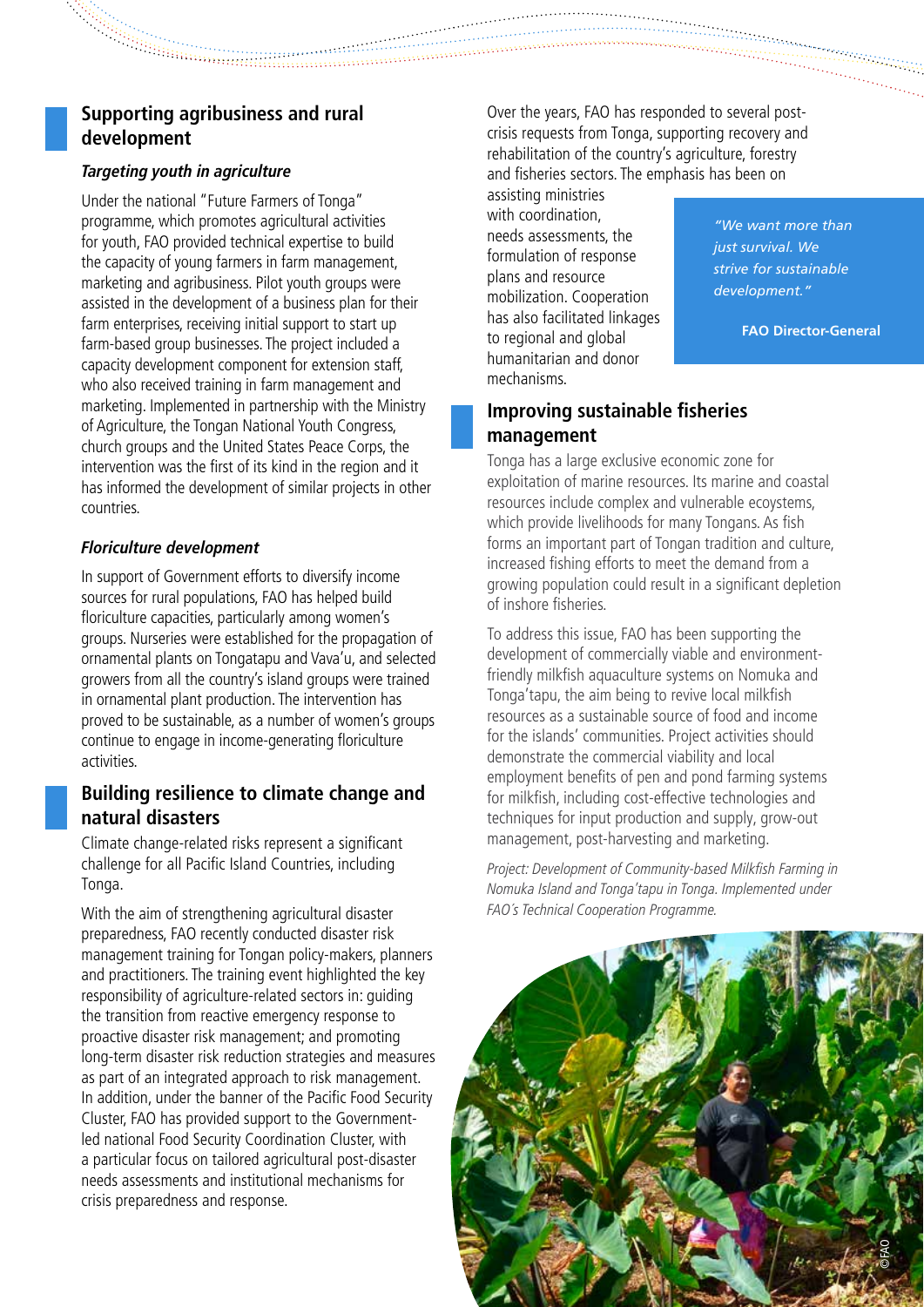## Supporting agribusiness and rural development

### *Targeting youth in agriculture*

Under the national "Future Farmers of Tonga" programme, which promotes agricultural activities for youth, FAO provided technical expertise to build the capacity of young farmers in farm management, marketing and agribusiness. Pilot youth groups were assisted in the development of a business plan for their farm enterprises, receiving initial support to start up farm-based group businesses. The project included a capacity development component for extension staff, who also received training in farm management and marketing. Implemented in partnership with the Ministry of Agriculture, the Tongan National Youth Congress, church groups and the United States Peace Corps, the intervention was the first of its kind in the region and it has informed the development of similar projects in other countries.

### *Floriculture development*

In support of Government efforts to diversify income sources for rural populations, FAO has helped build floriculture capacities, particularly among women's groups. Nurseries were established for the propagation of ornamental plants on Tongatapu and Vava'u, and selected growers from all the country's island groups were trained in ornamental plant production. The intervention has proved to be sustainable, as a number of women's groups continue to engage in income-generating floriculture activities.

## Building resilience to climate change and natural disasters

Climate change-related risks represent a significant challenge for all Pacific Island Countries, including Tonga.

With the aim of strengthening agricultural disaster preparedness, FAO recently conducted disaster risk management training for Tongan policy-makers, planners and practitioners. The training event highlighted the key responsibility of agriculture-related sectors in: guiding the transition from reactive emergency response to proactive disaster risk management; and promoting long-term disaster risk reduction strategies and measures as part of an integrated approach to risk management. In addition, under the banner of the Pacific Food Security Cluster, FAO has provided support to the Government-led national Food Security Coordination Cluster, with a particular focus on tailored agricultural post-disaster needs assessments and institutional mechanisms for crisis preparedness and response.

Over the years, FAO has responded to several post-crisis requests from Tonga, supporting recovery and rehabilitation of the country's agriculture, forestry and fisheries sectors. The emphasis has been on assisting ministries with coordination, needs assessments, the formulation of response plans and resource mobilization. Cooperation has also facilitated linkages to regional and global humanitarian and donor mechanisms.

> *"We want more than just survival. We strive for sustainable development."*
>
> **FAO Director-General**

## Improving sustainable fisheries management

Tonga has a large exclusive economic zone for exploitation of marine resources. Its marine and coastal resources include complex and vulnerable ecosystems, which provide livelihoods for many Tongans. As fish forms an important part of Tongan tradition and culture, increased fishing efforts to meet the demand from a growing population could result in a significant depletion of inshore fisheries.

To address this issue, FAO has been supporting the development of commercially viable and environment-friendly milkfish aquaculture systems on Nomuka and Tonga'tapu, the aim being to revive local milkfish resources as a sustainable source of food and income for the islands' communities. Project activities should demonstrate the commercial viability and local employment benefits of pen and pond farming systems for milkfish, including cost-effective technologies and techniques for input production and supply, grow-out management, post-harvesting and marketing.

*Project: Development of Community-based Milkfish Farming in Nomuka Island and Tonga'tapu in Tonga. Implemented under FAO's Technical Cooperation Programme.*

©FAO